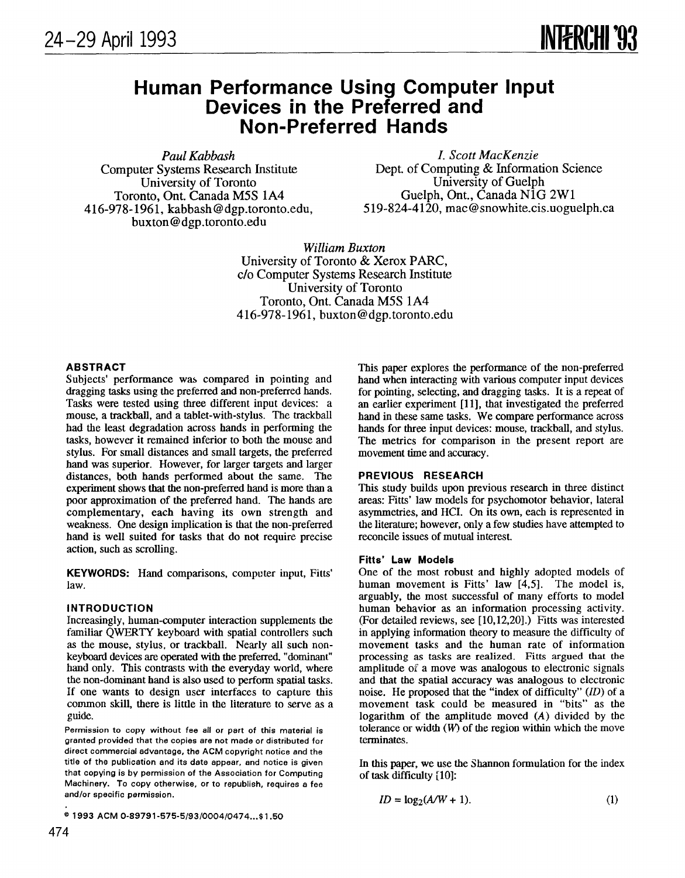// Human Performance Using Computer Input Devices in the Preferred and Non-Preferred Hands

*Paul Kabbash*
Computer Systems Research Institute
University of Toronto
Toronto, Ont. Canada M5S 1A4
416-978-1961, kabbash@dgp.toronto.edu,
buxton@dgp.toronto.edu

*I. Scott MacKenzie*
Dept. of Computing & Information Science
University of Guelph
Guelph, Ont., Canada N1G 2W1
519-824-4120, mac@snowhite.cis.uoguelph.ca

*William Buxton*
University of Toronto & Xerox PARC,
c/o Computer Systems Research Institute
University of Toronto
Toronto, Ont. Canada M5S 1A4
416-978-1961, buxton@dgp.toronto.edu

## ABSTRACT

Subjects' performance was compared in pointing and dragging tasks using the preferred and non-preferred hands. Tasks were tested using three different input devices: a mouse, a trackball, and a tablet-with-stylus. The trackball had the least degradation across hands in performing the tasks, however it remained inferior to both the mouse and stylus. For small distances and small targets, the preferred hand was superior. However, for larger targets and larger distances, both hands performed about the same. The experiment shows that the non-preferred hand is more than a poor approximation of the preferred hand. The hands are complementary, each having its own strength and weakness. One design implication is that the non-preferred hand is well suited for tasks that do not require precise action, such as scrolling.

**KEYWORDS:** Hand comparisons, computer input, Fitts' law.

## INTRODUCTION

Increasingly, human-computer interaction supplements the familiar QWERTY keyboard with spatial controllers such as the mouse, stylus, or trackball. Nearly all such non-keyboard devices are operated with the preferred, "dominant" hand only. This contrasts with the everyday world, where the non-dominant hand is also used to perform spatial tasks. If one wants to design user interfaces to capture this common skill, there is little in the literature to serve as a guide.

Permission to copy without fee all or part of this material is granted provided that the copies are not made or distributed for direct commercial advantage, the ACM copyright notice and the title of the publication and its date appear, and notice is given that copying is by permission of the Association for Computing Machinery. To copy otherwise, or to republish, requires a fee and/or specific permission.

© 1993 ACM 0-89791-575-5/93/0004/0474...$1.50

This paper explores the performance of the non-preferred hand when interacting with various computer input devices for pointing, selecting, and dragging tasks. It is a repeat of an earlier experiment [11], that investigated the preferred hand in these same tasks. We compare performance across hands for three input devices: mouse, trackball, and stylus. The metrics for comparison in the present report are movement time and accuracy.

## PREVIOUS RESEARCH

This study builds upon previous research in three distinct areas: Fitts' law models for psychomotor behavior, lateral asymmetries, and HCI. On its own, each is represented in the literature; however, only a few studies have attempted to reconcile issues of mutual interest.

### Fitts' Law Models

One of the most robust and highly adopted models of human movement is Fitts' law [4,5]. The model is, arguably, the most successful of many efforts to model human behavior as an information processing activity. (For detailed reviews, see [10,12,20].) Fitts was interested in applying information theory to measure the difficulty of movement tasks and the human rate of information processing as tasks are realized. Fitts argued that the amplitude of a move was analogous to electronic signals and that the spatial accuracy was analogous to electronic noise. He proposed that the "index of difficulty" ($ID$) of a movement task could be measured in "bits" as the logarithm of the amplitude moved ($A$) divided by the tolerance or width ($W$) of the region within which the move terminates.

In this paper, we use the Shannon formulation for the index of task difficulty [10]:

$$ID = \log_2(A/W + 1). \quad (1)$$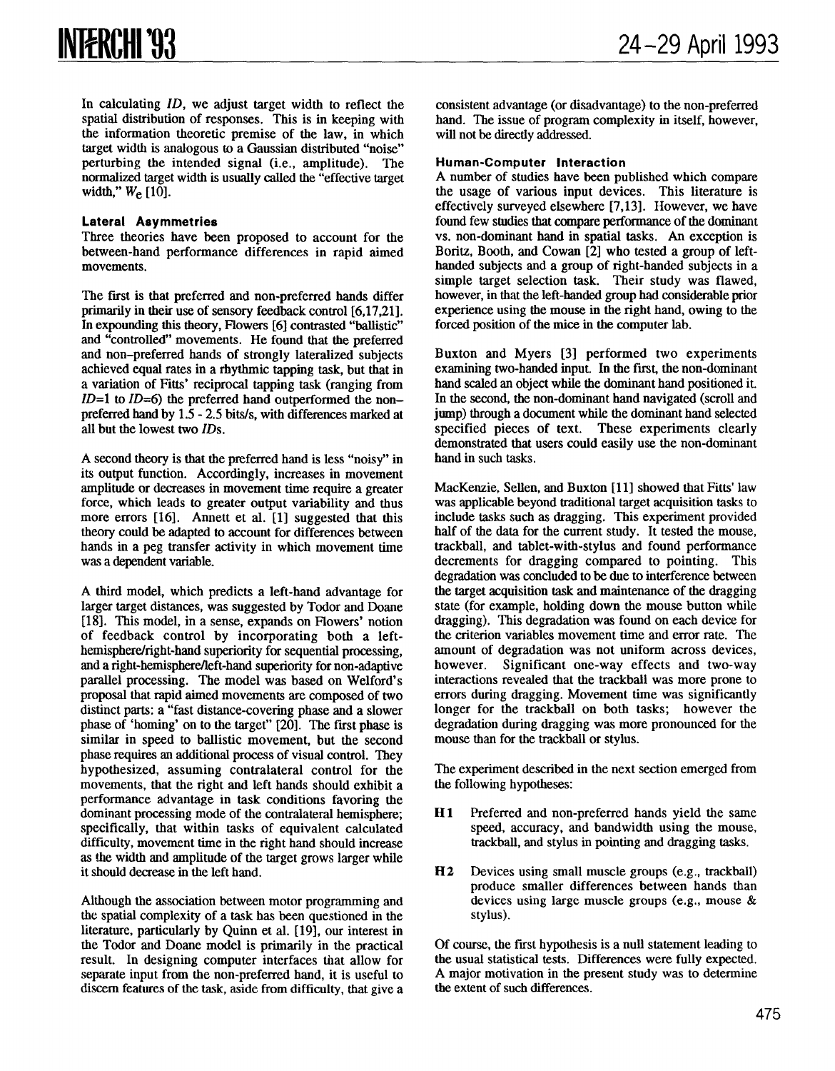In calculating $ID$, we adjust target width to reflect the spatial distribution of responses. This is in keeping with the information theoretic premise of the law, in which target width is analogous to a Gaussian distributed "noise" perturbing the intended signal (i.e., amplitude). The normalized target width is usually called the "effective target width," $W_e$ [10].

### Lateral Asymmetries

Three theories have been proposed to account for the between-hand performance differences in rapid aimed movements.

The first is that preferred and non-preferred hands differ primarily in their use of sensory feedback control [6,17,21]. In expounding this theory, Flowers [6] contrasted "ballistic" and "controlled" movements. He found that the preferred and non–preferred hands of strongly lateralized subjects achieved equal rates in a rhythmic tapping task, but that in a variation of Fitts' reciprocal tapping task (ranging from $ID$=1 to $ID$=6) the preferred hand outperformed the non–preferred hand by 1.5 - 2.5 bits/s, with differences marked at all but the lowest two $ID$s.

A second theory is that the preferred hand is less "noisy" in its output function. Accordingly, increases in movement amplitude or decreases in movement time require a greater force, which leads to greater output variability and thus more errors [16]. Annett et al. [1] suggested that this theory could be adapted to account for differences between hands in a peg transfer activity in which movement time was a dependent variable.

A third model, which predicts a left-hand advantage for larger target distances, was suggested by Todor and Doane [18]. This model, in a sense, expands on Flowers' notion of feedback control by incorporating both a left-hemisphere/right-hand superiority for sequential processing, and a right-hemisphere/left-hand superiority for non-adaptive parallel processing. The model was based on Welford's proposal that rapid aimed movements are composed of two distinct parts: a "fast distance-covering phase and a slower phase of 'homing' on to the target" [20]. The first phase is similar in speed to ballistic movement, but the second phase requires an additional process of visual control. They hypothesized, assuming contralateral control for the movements, that the right and left hands should exhibit a performance advantage in task conditions favoring the dominant processing mode of the contralateral hemisphere; specifically, that within tasks of equivalent calculated difficulty, movement time in the right hand should increase as the width and amplitude of the target grows larger while it should decrease in the left hand.

Although the association between motor programming and the spatial complexity of a task has been questioned in the literature, particularly by Quinn et al. [19], our interest in the Todor and Doane model is primarily in the practical result. In designing computer interfaces that allow for separate input from the non-preferred hand, it is useful to discern features of the task, aside from difficulty, that give a consistent advantage (or disadvantage) to the non-preferred hand. The issue of program complexity in itself, however, will not be directly addressed.

### Human-Computer Interaction

A number of studies have been published which compare the usage of various input devices. This literature is effectively surveyed elsewhere [7,13]. However, we have found few studies that compare performance of the dominant vs. non-dominant hand in spatial tasks. An exception is Boritz, Booth, and Cowan [2] who tested a group of left-handed subjects and a group of right-handed subjects in a simple target selection task. Their study was flawed, however, in that the left-handed group had considerable prior experience using the mouse in the right hand, owing to the forced position of the mice in the computer lab.

Buxton and Myers [3] performed two experiments examining two-handed input. In the first, the non-dominant hand scaled an object while the dominant hand positioned it. In the second, the non-dominant hand navigated (scroll and jump) through a document while the dominant hand selected specified pieces of text. These experiments clearly demonstrated that users could easily use the non-dominant hand in such tasks.

MacKenzie, Sellen, and Buxton [11] showed that Fitts' law was applicable beyond traditional target acquisition tasks to include tasks such as dragging. This experiment provided half of the data for the current study. It tested the mouse, trackball, and tablet-with-stylus and found performance decrements for dragging compared to pointing. This degradation was concluded to be due to interference between the target acquisition task and maintenance of the dragging state (for example, holding down the mouse button while dragging). This degradation was found on each device for the criterion variables movement time and error rate. The amount of degradation was not uniform across devices, however. Significant one-way effects and two-way interactions revealed that the trackball was more prone to errors during dragging. Movement time was significantly longer for the trackball on both tasks; however the degradation during dragging was more pronounced for the mouse than for the trackball or stylus.

The experiment described in the next section emerged from the following hypotheses:

**H1** Preferred and non-preferred hands yield the same speed, accuracy, and bandwidth using the mouse, trackball, and stylus in pointing and dragging tasks.

**H2** Devices using small muscle groups (e.g., trackball) produce smaller differences between hands than devices using large muscle groups (e.g., mouse & stylus).

Of course, the first hypothesis is a null statement leading to the usual statistical tests. Differences were fully expected. A major motivation in the present study was to determine the extent of such differences.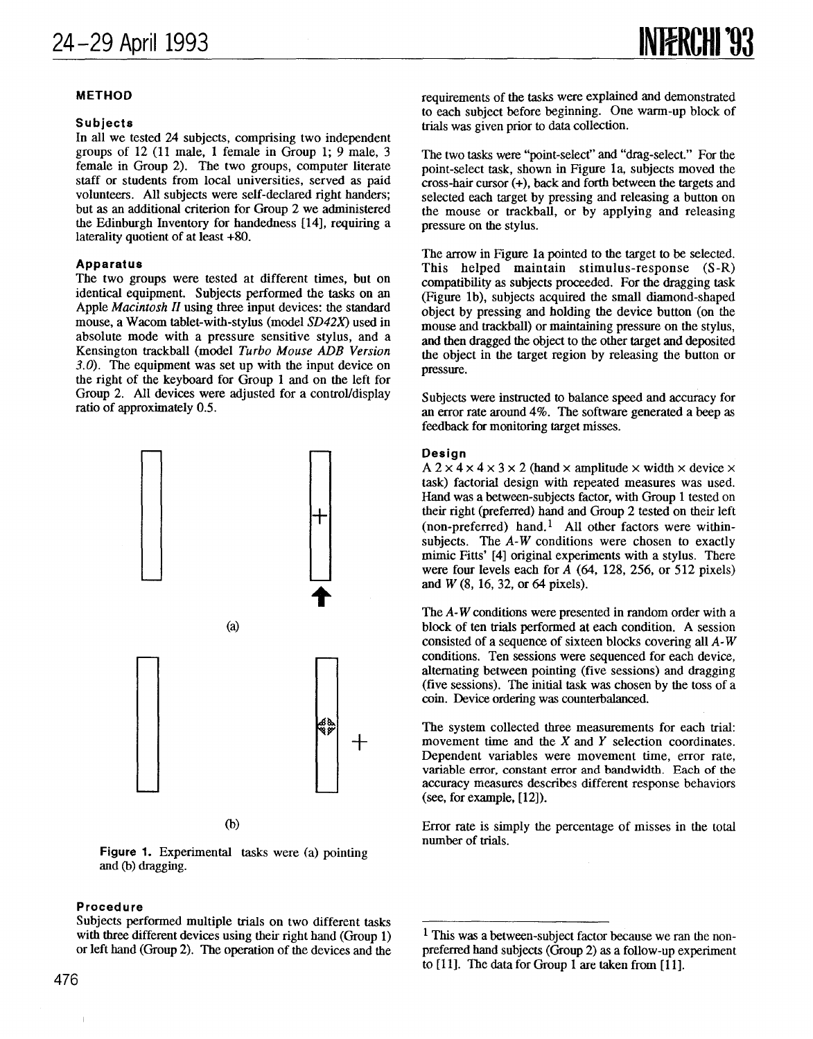## METHOD

### Subjects

In all we tested 24 subjects, comprising two independent groups of 12 (11 male, 1 female in Group 1; 9 male, 3 female in Group 2). The two groups, computer literate staff or students from local universities, served as paid volunteers. All subjects were self-declared right handers; but as an additional criterion for Group 2 we administered the Edinburgh Inventory for handedness [14], requiring a laterality quotient of at least +80.

### Apparatus

The two groups were tested at different times, but on identical equipment. Subjects performed the tasks on an Apple *Macintosh II* using three input devices: the standard mouse, a Wacom tablet-with-stylus (model *SD42X*) used in absolute mode with a pressure sensitive stylus, and a Kensington trackball (model *Turbo Mouse ADB Version 3.0*). The equipment was set up with the input device on the right of the keyboard for Group 1 and on the left for Group 2. All devices were adjusted for a control/display ratio of approximately 0.5.

(a)

(b)

**Figure 1.** Experimental tasks were (a) pointing and (b) dragging.

### Procedure

Subjects performed multiple trials on two different tasks with three different devices using their right hand (Group 1) or left hand (Group 2). The operation of the devices and the requirements of the tasks were explained and demonstrated to each subject before beginning. One warm-up block of trials was given prior to data collection.

The two tasks were "point-select" and "drag-select." For the point-select task, shown in Figure 1a, subjects moved the cross-hair cursor (+), back and forth between the targets and selected each target by pressing and releasing a button on the mouse or trackball, or by applying and releasing pressure on the stylus.

The arrow in Figure 1a pointed to the target to be selected. This helped maintain stimulus-response (S-R) compatibility as subjects proceeded. For the dragging task (Figure 1b), subjects acquired the small diamond-shaped object by pressing and holding the device button (on the mouse and trackball) or maintaining pressure on the stylus, and then dragged the object to the other target and deposited the object in the target region by releasing the button or pressure.

Subjects were instructed to balance speed and accuracy for an error rate around 4%. The software generated a beep as feedback for monitoring target misses.

### Design

A 2 × 4 × 4 × 3 × 2 (hand × amplitude × width × device × task) factorial design with repeated measures was used. Hand was a between-subjects factor, with Group 1 tested on their right (preferred) hand and Group 2 tested on their left (non-preferred) hand.[1] All other factors were within-subjects. The *A*-*W* conditions were chosen to exactly mimic Fitts' [4] original experiments with a stylus. There were four levels each for *A* (64, 128, 256, or 512 pixels) and *W* (8, 16, 32, or 64 pixels).

The *A*-*W* conditions were presented in random order with a block of ten trials performed at each condition. A session consisted of a sequence of sixteen blocks covering all *A*-*W* conditions. Ten sessions were sequenced for each device, alternating between pointing (five sessions) and dragging (five sessions). The initial task was chosen by the toss of a coin. Device ordering was counterbalanced.

The system collected three measurements for each trial: movement time and the *X* and *Y* selection coordinates. Dependent variables were movement time, error rate, variable error, constant error and bandwidth. Each of the accuracy measures describes different response behaviors (see, for example, [12]).

Error rate is simply the percentage of misses in the total number of trials.

[1] This was a between-subject factor because we ran the non-preferred hand subjects (Group 2) as a follow-up experiment to [11]. The data for Group 1 are taken from [11].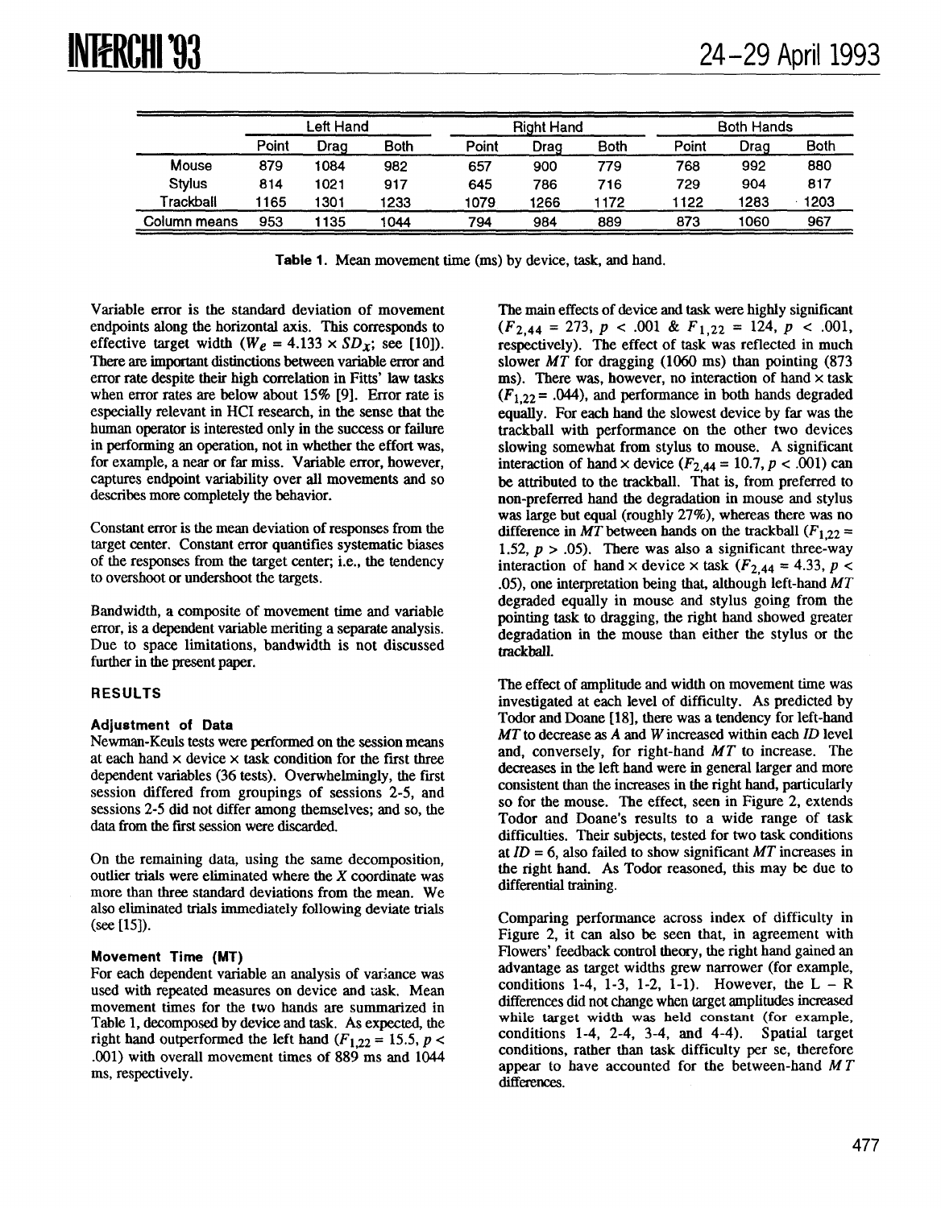| | Left Hand | | | Right Hand | | | Both Hands | | |
|---|---|---|---|---|---|---|---|---|---|
| | Point | Drag | Both | Point | Drag | Both | Point | Drag | Both |
| Mouse | 879 | 1084 | 982 | 657 | 900 | 779 | 768 | 992 | 880 |
| Stylus | 814 | 1021 | 917 | 645 | 786 | 716 | 729 | 904 | 817 |
| Trackball | 1165 | 1301 | 1233 | 1079 | 1266 | 1172 | 1122 | 1283 | 1203 |
| Column means | 953 | 1135 | 1044 | 794 | 984 | 889 | 873 | 1060 | 967 |

**Table 1.** Mean movement time (ms) by device, task, and hand.

Variable error is the standard deviation of movement endpoints along the horizontal axis. This corresponds to effective target width ($W_e = 4.133 \times SD_x$; see [10]). There are important distinctions between variable error and error rate despite their high correlation in Fitts' law tasks when error rates are below about 15% [9]. Error rate is especially relevant in HCI research, in the sense that the human operator is interested only in the success or failure in performing an operation, not in whether the effort was, for example, a near or far miss. Variable error, however, captures endpoint variability over all movements and so describes more completely the behavior.

Constant error is the mean deviation of responses from the target center. Constant error quantifies systematic biases of the responses from the target center; i.e., the tendency to overshoot or undershoot the targets.

Bandwidth, a composite of movement time and variable error, is a dependent variable meriting a separate analysis. Due to space limitations, bandwidth is not discussed further in the present paper.

## RESULTS

### Adjustment of Data

Newman-Keuls tests were performed on the session means at each hand × device × task condition for the first three dependent variables (36 tests). Overwhelmingly, the first session differed from groupings of sessions 2-5, and sessions 2-5 did not differ among themselves; and so, the data from the first session were discarded.

On the remaining data, using the same decomposition, outlier trials were eliminated where the $X$ coordinate was more than three standard deviations from the mean. We also eliminated trials immediately following deviate trials (see [15]).

### Movement Time (MT)

For each dependent variable an analysis of variance was used with repeated measures on device and task. Mean movement times for the two hands are summarized in Table 1, decomposed by device and task. As expected, the right hand outperformed the left hand ($F_{1,22} = 15.5$, $p < .001$) with overall movement times of 889 ms and 1044 ms, respectively.

The main effects of device and task were highly significant ($F_{2,44} = 273$, $p < .001$ & $F_{1,22} = 124$, $p < .001$, respectively). The effect of task was reflected in much slower *MT* for dragging (1060 ms) than pointing (873 ms). There was, however, no interaction of hand × task ($F_{1,22} = .044$), and performance in both hands degraded equally. For each hand the slowest device by far was the trackball with performance on the other two devices slowing somewhat from stylus to mouse. A significant interaction of hand × device ($F_{2,44} = 10.7$, $p < .001$) can be attributed to the trackball. That is, from preferred to non-preferred hand the degradation in mouse and stylus was large but equal (roughly 27%), whereas there was no difference in *MT* between hands on the trackball ($F_{1,22} = 1.52$, $p > .05$). There was also a significant three-way interaction of hand × device × task ($F_{2,44} = 4.33$, $p < .05$), one interpretation being that, although left-hand *MT* degraded equally in mouse and stylus going from the pointing task to dragging, the right hand showed greater degradation in the mouse than either the stylus or the trackball.

The effect of amplitude and width on movement time was investigated at each level of difficulty. As predicted by Todor and Doane [18], there was a tendency for left-hand *MT* to decrease as *A* and *W* increased within each *ID* level and, conversely, for right-hand *MT* to increase. The decreases in the left hand were in general larger and more consistent than the increases in the right hand, particularly so for the mouse. The effect, seen in Figure 2, extends Todor and Doane's results to a wide range of task difficulties. Their subjects, tested for two task conditions at $ID = 6$, also failed to show significant *MT* increases in the right hand. As Todor reasoned, this may be due to differential training.

Comparing performance across index of difficulty in Figure 2, it can also be seen that, in agreement with Flowers' feedback control theory, the right hand gained an advantage as target widths grew narrower (for example, conditions 1-4, 1-3, 1-2, 1-1). However, the L – R differences did not change when target amplitudes increased while target width was held constant (for example, conditions 1-4, 2-4, 3-4, and 4-4). Spatial target conditions, rather than task difficulty per se, therefore appear to have accounted for the between-hand *MT* differences.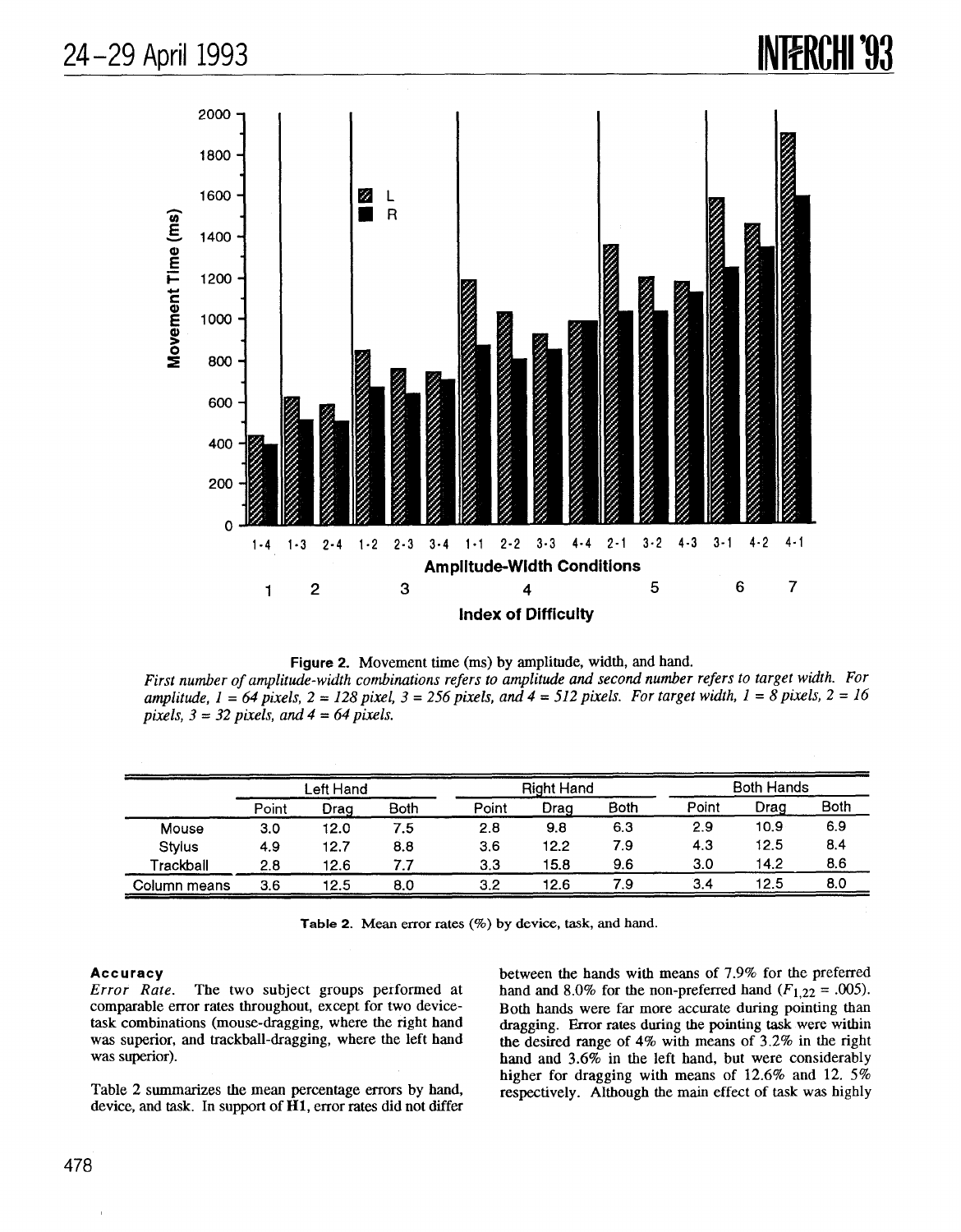**Figure 2.** Movement time (ms) by amplitude, width, and hand.
*First number of amplitude-width combinations refers to amplitude and second number refers to target width. For amplitude, 1 = 64 pixels, 2 = 128 pixel, 3 = 256 pixels, and 4 = 512 pixels. For target width, 1 = 8 pixels, 2 = 16 pixels, 3 = 32 pixels, and 4 = 64 pixels.*

| | Left Hand | | | Right Hand | | | Both Hands | | |
|---|---|---|---|---|---|---|---|---|---|
| | Point | Drag | Both | Point | Drag | Both | Point | Drag | Both |
| Mouse | 3.0 | 12.0 | 7.5 | 2.8 | 9.8 | 6.3 | 2.9 | 10.9 | 6.9 |
| Stylus | 4.9 | 12.7 | 8.8 | 3.6 | 12.2 | 7.9 | 4.3 | 12.5 | 8.4 |
| Trackball | 2.8 | 12.6 | 7.7 | 3.3 | 15.8 | 9.6 | 3.0 | 14.2 | 8.6 |
| Column means | 3.6 | 12.5 | 8.0 | 3.2 | 12.6 | 7.9 | 3.4 | 12.5 | 8.0 |

**Table 2.** Mean error rates (%) by device, task, and hand.

### Accuracy

*Error Rate.* The two subject groups performed at comparable error rates throughout, except for two device-task combinations (mouse-dragging, where the right hand was superior, and trackball-dragging, where the left hand was superior).

Table 2 summarizes the mean percentage errors by hand, device, and task. In support of **H1**, error rates did not differ between the hands with means of 7.9% for the preferred hand and 8.0% for the non-preferred hand ($F_{1,22} = .005$). Both hands were far more accurate during pointing than dragging. Error rates during the pointing task were within the desired range of 4% with means of 3.2% in the right hand and 3.6% in the left hand, but were considerably higher for dragging with means of 12.6% and 12. 5% respectively. Although the main effect of task was highly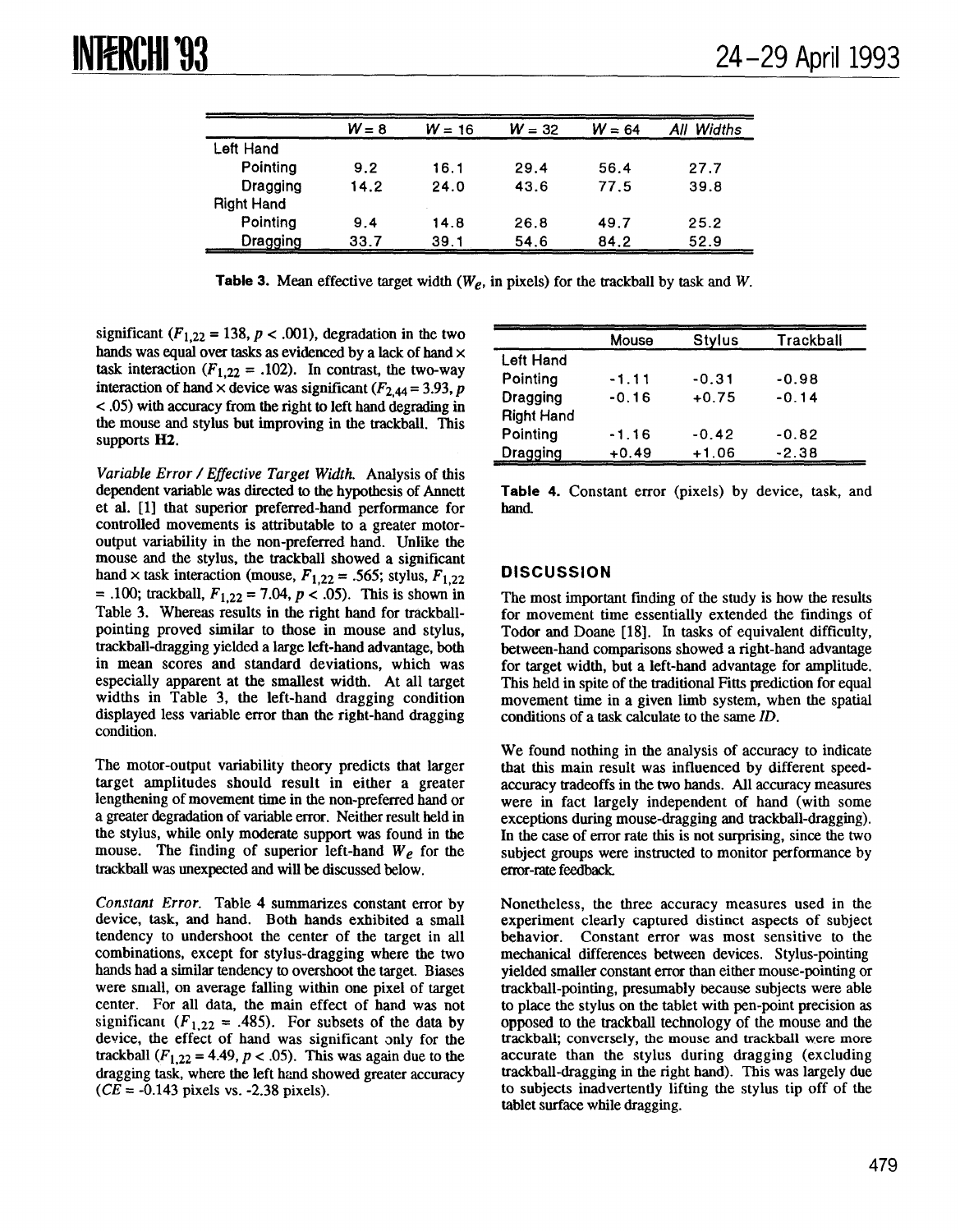|  | $W = 8$ | $W = 16$ | $W = 32$ | $W = 64$ | *All Widths* |
|---|---|---|---|---|---|
| Left Hand |  |  |  |  |  |
| Pointing | 9.2 | 16.1 | 29.4 | 56.4 | 27.7 |
| Dragging | 14.2 | 24.0 | 43.6 | 77.5 | 39.8 |
| Right Hand |  |  |  |  |  |
| Pointing | 9.4 | 14.8 | 26.8 | 49.7 | 25.2 |
| Dragging | 33.7 | 39.1 | 54.6 | 84.2 | 52.9 |

**Table 3.** Mean effective target width ($W_e$, in pixels) for the trackball by task and $W$.

significant ($F_{1,22} = 138$, $p < .001$), degradation in the two hands was equal over tasks as evidenced by a lack of hand × task interaction ($F_{1,22} = .102$). In contrast, the two-way interaction of hand × device was significant ($F_{2,44} = 3.93$, $p < .05$) with accuracy from the right to left hand degrading in the mouse and stylus but improving in the trackball. This supports **H2**.

*Variable Error / Effective Target Width.* Analysis of this dependent variable was directed to the hypothesis of Annett et al. [1] that superior preferred-hand performance for controlled movements is attributable to a greater motor-output variability in the non-preferred hand. Unlike the mouse and the stylus, the trackball showed a significant hand × task interaction (mouse, $F_{1,22} = .565$; stylus, $F_{1,22} = .100$; trackball, $F_{1,22} = 7.04$, $p < .05$). This is shown in Table 3. Whereas results in the right hand for trackball-pointing proved similar to those in mouse and stylus, trackball-dragging yielded a large left-hand advantage, both in mean scores and standard deviations, which was especially apparent at the smallest width. At all target widths in Table 3, the left-hand dragging condition displayed less variable error than the right-hand dragging condition.

The motor-output variability theory predicts that larger target amplitudes should result in either a greater lengthening of movement time in the non-preferred hand or a greater degradation of variable error. Neither result held in the stylus, while only moderate support was found in the mouse. The finding of superior left-hand $W_e$ for the trackball was unexpected and will be discussed below.

*Constant Error.* Table 4 summarizes constant error by device, task, and hand. Both hands exhibited a small tendency to undershoot the center of the target in all combinations, except for stylus-dragging where the two hands had a similar tendency to overshoot the target. Biases were small, on average falling within one pixel of target center. For all data, the main effect of hand was not significant ($F_{1,22} = .485$). For subsets of the data by device, the effect of hand was significant only for the trackball ($F_{1,22} = 4.49$, $p < .05$). This was again due to the dragging task, where the left hand showed greater accuracy ($CE = -0.143$ pixels vs. -2.38 pixels).

|  | Mouse | Stylus | Trackball |
|---|---|---|---|
| Left Hand |  |  |  |
| Pointing | -1.11 | -0.31 | -0.98 |
| Dragging | -0.16 | +0.75 | -0.14 |
| Right Hand |  |  |  |
| Pointing | -1.16 | -0.42 | -0.82 |
| Dragging | +0.49 | +1.06 | -2.38 |

**Table 4.** Constant error (pixels) by device, task, and hand.

## DISCUSSION

The most important finding of the study is how the results for movement time essentially extended the findings of Todor and Doane [18]. In tasks of equivalent difficulty, between-hand comparisons showed a right-hand advantage for target width, but a left-hand advantage for amplitude. This held in spite of the traditional Fitts prediction for equal movement time in a given limb system, when the spatial conditions of a task calculate to the same *ID*.

We found nothing in the analysis of accuracy to indicate that this main result was influenced by different speed-accuracy tradeoffs in the two hands. All accuracy measures were in fact largely independent of hand (with some exceptions during mouse-dragging and trackball-dragging). In the case of error rate this is not surprising, since the two subject groups were instructed to monitor performance by error-rate feedback.

Nonetheless, the three accuracy measures used in the experiment clearly captured distinct aspects of subject behavior. Constant error was most sensitive to the mechanical differences between devices. Stylus-pointing yielded smaller constant error than either mouse-pointing or trackball-pointing, presumably because subjects were able to place the stylus on the tablet with pen-point precision as opposed to the trackball technology of the mouse and the trackball; conversely, the mouse and trackball were more accurate than the stylus during dragging (excluding trackball-dragging in the right hand). This was largely due to subjects inadvertently lifting the stylus tip off of the tablet surface while dragging.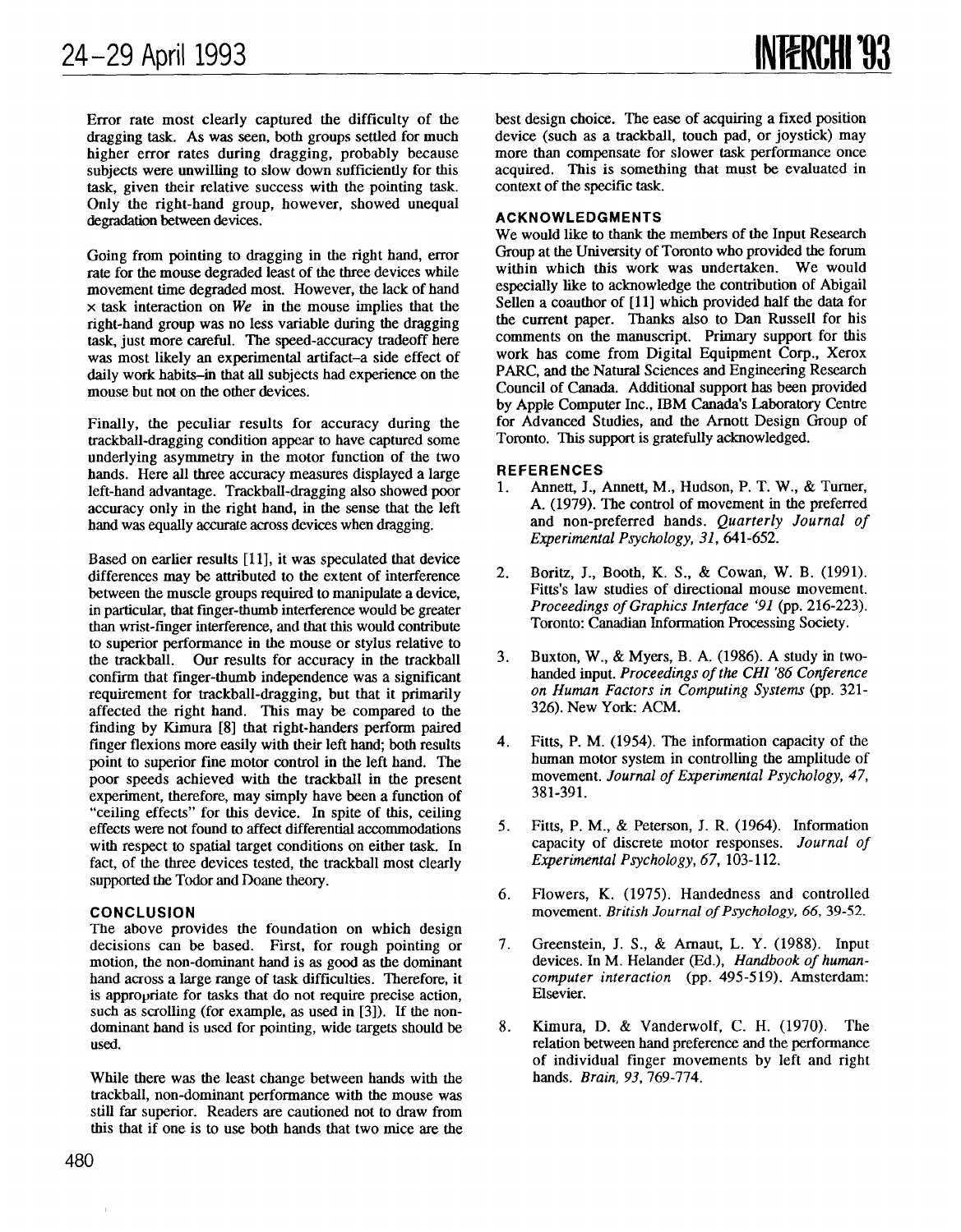Error rate most clearly captured the difficulty of the dragging task. As was seen, both groups settled for much higher error rates during dragging, probably because subjects were unwilling to slow down sufficiently for this task, given their relative success with the pointing task. Only the right-hand group, however, showed unequal degradation between devices.

Going from pointing to dragging in the right hand, error rate for the mouse degraded least of the three devices while movement time degraded most. However, the lack of hand × task interaction on *We* in the mouse implies that the right-hand group was no less variable during the dragging task, just more careful. The speed-accuracy tradeoff here was most likely an experimental artifact–a side effect of daily work habits–in that all subjects had experience on the mouse but not on the other devices.

Finally, the peculiar results for accuracy during the trackball-dragging condition appear to have captured some underlying asymmetry in the motor function of the two hands. Here all three accuracy measures displayed a large left-hand advantage. Trackball-dragging also showed poor accuracy only in the right hand, in the sense that the left hand was equally accurate across devices when dragging.

Based on earlier results [11], it was speculated that device differences may be attributed to the extent of interference between the muscle groups required to manipulate a device, in particular, that finger-thumb interference would be greater than wrist-finger interference, and that this would contribute to superior performance in the mouse or stylus relative to the trackball. Our results for accuracy in the trackball confirm that finger-thumb independence was a significant requirement for trackball-dragging, but that it primarily affected the right hand. This may be compared to the finding by Kimura [8] that right-handers perform paired finger flexions more easily with their left hand; both results point to superior fine motor control in the left hand. The poor speeds achieved with the trackball in the present experiment, therefore, may simply have been a function of "ceiling effects" for this device. In spite of this, ceiling effects were not found to affect differential accommodations with respect to spatial target conditions on either task. In fact, of the three devices tested, the trackball most clearly supported the Todor and Doane theory.

## CONCLUSION

The above provides the foundation on which design decisions can be based. First, for rough pointing or motion, the non-dominant hand is as good as the dominant hand across a large range of task difficulties. Therefore, it is appropriate for tasks that do not require precise action, such as scrolling (for example, as used in [3]). If the non-dominant hand is used for pointing, wide targets should be used.

While there was the least change between hands with the trackball, non-dominant performance with the mouse was still far superior. Readers are cautioned not to draw from this that if one is to use both hands that two mice are the best design choice. The ease of acquiring a fixed position device (such as a trackball, touch pad, or joystick) may more than compensate for slower task performance once acquired. This is something that must be evaluated in context of the specific task.

## ACKNOWLEDGMENTS

We would like to thank the members of the Input Research Group at the University of Toronto who provided the forum within which this work was undertaken. We would especially like to acknowledge the contribution of Abigail Sellen a coauthor of [11] which provided half the data for the current paper. Thanks also to Dan Russell for his comments on the manuscript. Primary support for this work has come from Digital Equipment Corp., Xerox PARC, and the Natural Sciences and Engineering Research Council of Canada. Additional support has been provided by Apple Computer Inc., IBM Canada's Laboratory Centre for Advanced Studies, and the Arnott Design Group of Toronto. This support is gratefully acknowledged.

## REFERENCES

1. Annett, J., Annett, M., Hudson, P. T. W., & Turner, A. (1979). The control of movement in the preferred and non-preferred hands. *Quarterly Journal of Experimental Psychology, 31*, 641-652.

2. Boritz, J., Booth, K. S., & Cowan, W. B. (1991). Fitts's law studies of directional mouse movement. *Proceedings of Graphics Interface '91* (pp. 216-223). Toronto: Canadian Information Processing Society.

3. Buxton, W., & Myers, B. A. (1986). A study in two-handed input. *Proceedings of the CHI '86 Conference on Human Factors in Computing Systems* (pp. 321-326). New York: ACM.

4. Fitts, P. M. (1954). The information capacity of the human motor system in controlling the amplitude of movement. *Journal of Experimental Psychology, 47*, 381-391.

5. Fitts, P. M., & Peterson, J. R. (1964). Information capacity of discrete motor responses. *Journal of Experimental Psychology, 67*, 103-112.

6. Flowers, K. (1975). Handedness and controlled movement. *British Journal of Psychology, 66*, 39-52.

7. Greenstein, J. S., & Arnaut, L. Y. (1988). Input devices. In M. Helander (Ed.), *Handbook of human-computer interaction* (pp. 495-519). Amsterdam: Elsevier.

8. Kimura, D. & Vanderwolf, C. H. (1970). The relation between hand preference and the performance of individual finger movements by left and right hands. *Brain, 93*, 769-774.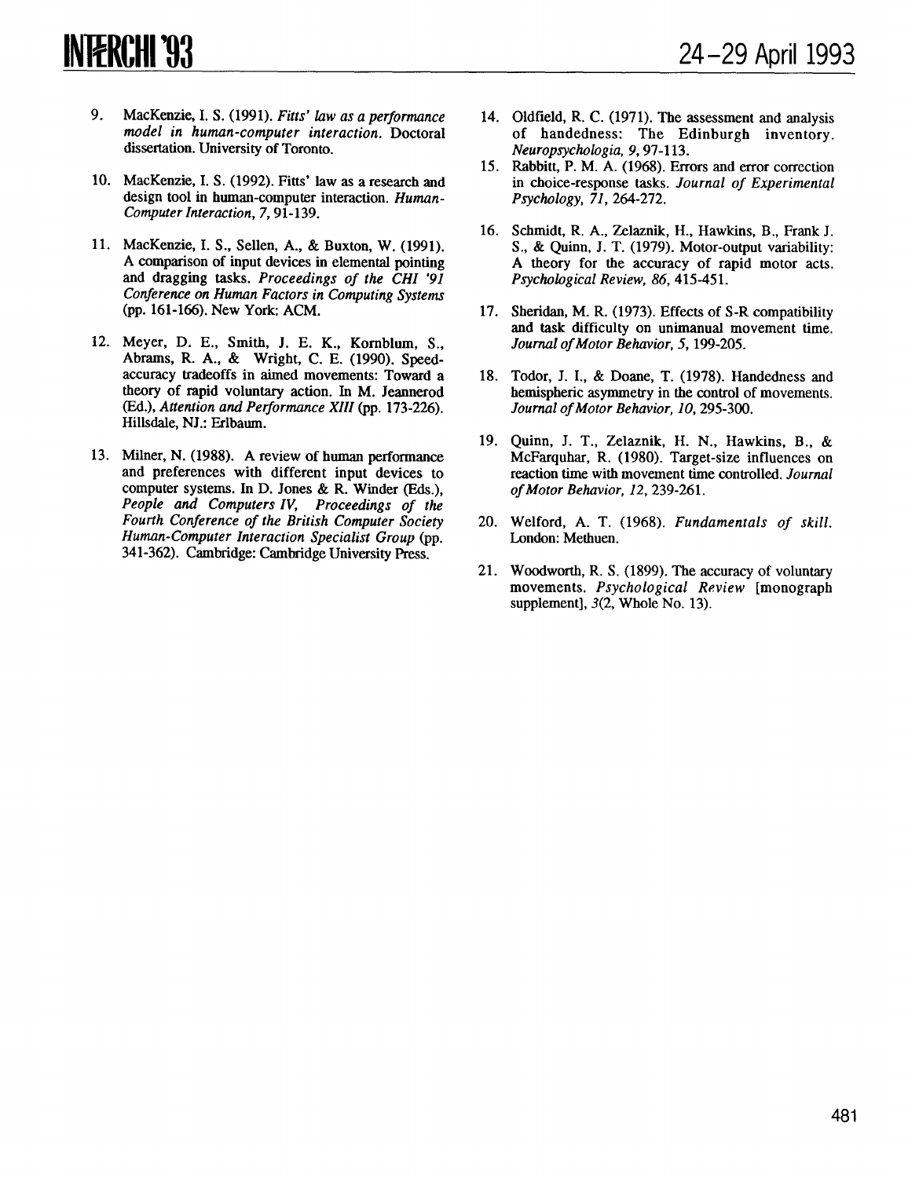9. MacKenzie, I. S. (1991). *Fitts' law as a performance model in human-computer interaction.* Doctoral dissertation. University of Toronto.

10. MacKenzie, I. S. (1992). Fitts' law as a research and design tool in human-computer interaction. *Human-Computer Interaction, 7*, 91-139.

11. MacKenzie, I. S., Sellen, A., & Buxton, W. (1991). A comparison of input devices in elemental pointing and dragging tasks. *Proceedings of the CHI '91 Conference on Human Factors in Computing Systems* (pp. 161-166). New York: ACM.

12. Meyer, D. E., Smith, J. E. K., Kornblum, S., Abrams, R. A., & Wright, C. E. (1990). Speed-accuracy tradeoffs in aimed movements: Toward a theory of rapid voluntary action. In M. Jeannerod (Ed.), *Attention and Performance XIII* (pp. 173-226). Hillsdale, NJ.: Erlbaum.

13. Milner, N. (1988). A review of human performance and preferences with different input devices to computer systems. In D. Jones & R. Winder (Eds.), *People and Computers IV, Proceedings of the Fourth Conference of the British Computer Society Human-Computer Interaction Specialist Group* (pp. 341-362). Cambridge: Cambridge University Press.

14. Oldfield, R. C. (1971). The assessment and analysis of handedness: The Edinburgh inventory. *Neuropsychologia, 9*, 97-113.

15. Rabbitt, P. M. A. (1968). Errors and error correction in choice-response tasks. *Journal of Experimental Psychology, 71*, 264-272.

16. Schmidt, R. A., Zelaznik, H., Hawkins, B., Frank J. S., & Quinn, J. T. (1979). Motor-output variability: A theory for the accuracy of rapid motor acts. *Psychological Review, 86*, 415-451.

17. Sheridan, M. R. (1973). Effects of S-R compatibility and task difficulty on unimanual movement time. *Journal of Motor Behavior, 5*, 199-205.

18. Todor, J. I., & Doane, T. (1978). Handedness and hemispheric asymmetry in the control of movements. *Journal of Motor Behavior, 10*, 295-300.

19. Quinn, J. T., Zelaznik, H. N., Hawkins, B., & McFarquhar, R. (1980). Target-size influences on reaction time with movement time controlled. *Journal of Motor Behavior, 12*, 239-261.

20. Welford, A. T. (1968). *Fundamentals of skill.* London: Methuen.

21. Woodworth, R. S. (1899). The accuracy of voluntary movements. *Psychological Review* [monograph supplement], *3*(2, Whole No. 13).